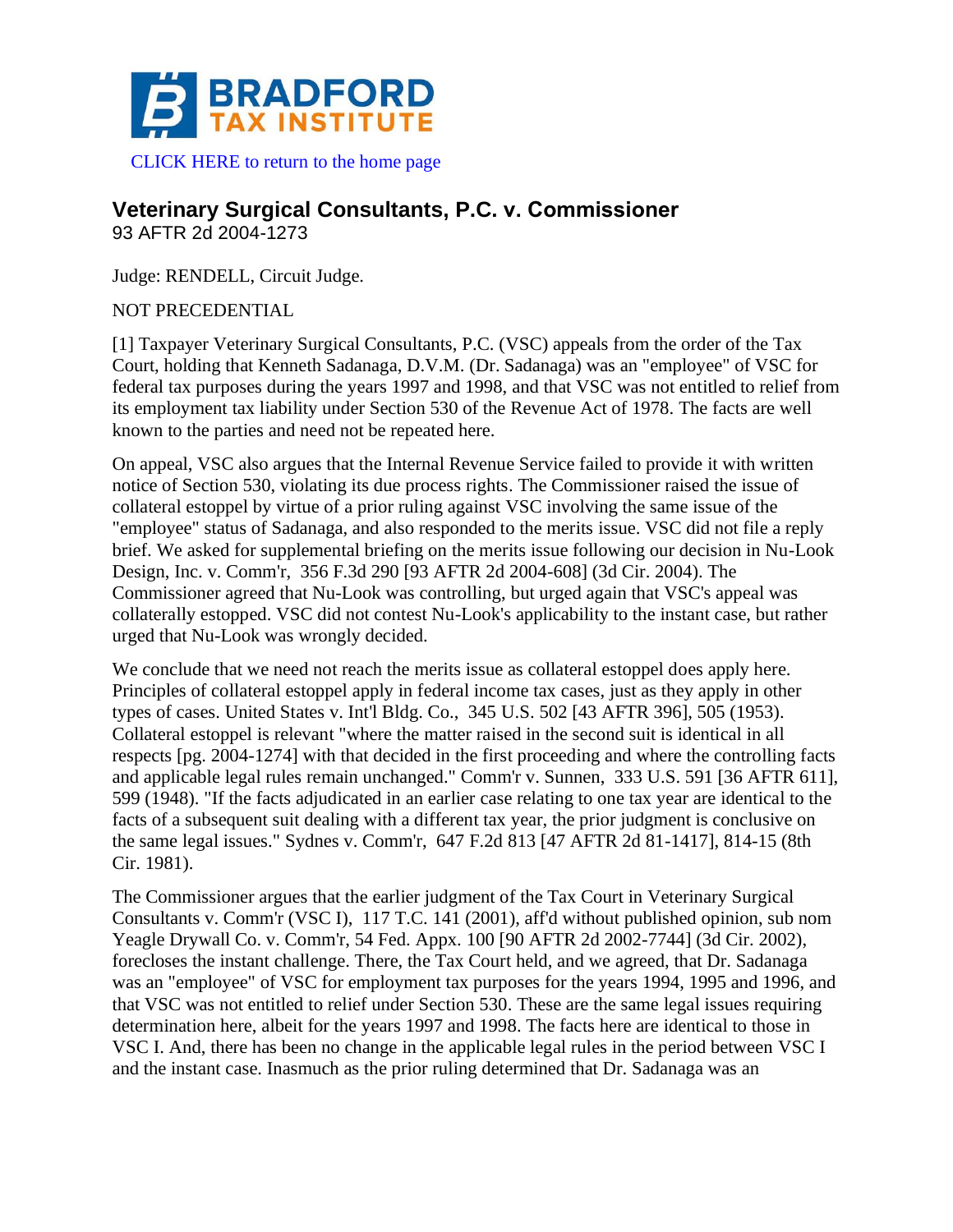BRADFORD TAX INSTITUTE

CLICK HERE to return to the home page

## Veterinary Surgical Consultants, P.C. v. Commissioner

93 AFTR 2d 2004-1273

Judge: RENDELL, Circuit Judge.

NOT PRECEDENTIAL

[1] Taxpayer Veterinary Surgical Consultants, P.C. (VSC) appeals from the order of the Tax Court, holding that Kenneth Sadanaga, D.V.M. (Dr. Sadanaga) was an "employee" of VSC for federal tax purposes during the years 1997 and 1998, and that VSC was not entitled to relief from its employment tax liability under Section 530 of the Revenue Act of 1978. The facts are well known to the parties and need not be repeated here.

On appeal, VSC also argues that the Internal Revenue Service failed to provide it with written notice of Section 530, violating its due process rights. The Commissioner raised the issue of collateral estoppel by virtue of a prior ruling against VSC involving the same issue of the "employee" status of Sadanaga, and also responded to the merits issue. VSC did not file a reply brief. We asked for supplemental briefing on the merits issue following our decision in Nu-Look Design, Inc. v. Comm'r, 356 F.3d 290 [93 AFTR 2d 2004-608] (3d Cir. 2004). The Commissioner agreed that Nu-Look was controlling, but urged again that VSC's appeal was collaterally estopped. VSC did not contest Nu-Look's applicability to the instant case, but rather urged that Nu-Look was wrongly decided.

We conclude that we need not reach the merits issue as collateral estoppel does apply here. Principles of collateral estoppel apply in federal income tax cases, just as they apply in other types of cases. United States v. Int'l Bldg. Co., 345 U.S. 502 [43 AFTR 396], 505 (1953). Collateral estoppel is relevant "where the matter raised in the second suit is identical in all respects [pg. 2004-1274] with that decided in the first proceeding and where the controlling facts and applicable legal rules remain unchanged." Comm'r v. Sunnen, 333 U.S. 591 [36 AFTR 611], 599 (1948). "If the facts adjudicated in an earlier case relating to one tax year are identical to the facts of a subsequent suit dealing with a different tax year, the prior judgment is conclusive on the same legal issues." Sydnes v. Comm'r, 647 F.2d 813 [47 AFTR 2d 81-1417], 814-15 (8th Cir. 1981).

The Commissioner argues that the earlier judgment of the Tax Court in Veterinary Surgical Consultants v. Comm'r (VSC I), 117 T.C. 141 (2001), aff'd without published opinion, sub nom Yeagle Drywall Co. v. Comm'r, 54 Fed. Appx. 100 [90 AFTR 2d 2002-7744] (3d Cir. 2002), forecloses the instant challenge. There, the Tax Court held, and we agreed, that Dr. Sadanaga was an "employee" of VSC for employment tax purposes for the years 1994, 1995 and 1996, and that VSC was not entitled to relief under Section 530. These are the same legal issues requiring determination here, albeit for the years 1997 and 1998. The facts here are identical to those in VSC I. And, there has been no change in the applicable legal rules in the period between VSC I and the instant case. Inasmuch as the prior ruling determined that Dr. Sadanaga was an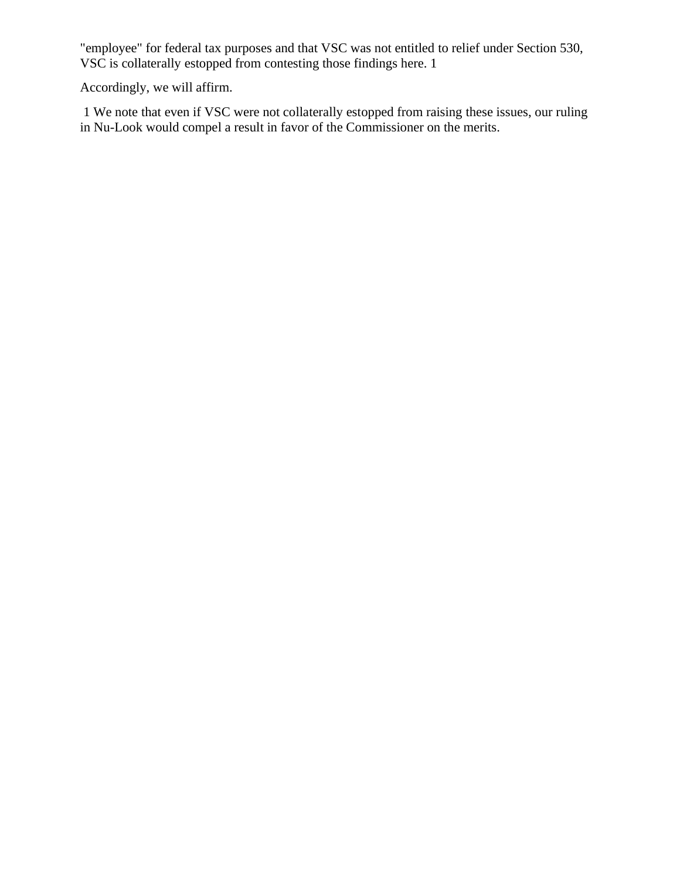"employee" for federal tax purposes and that VSC was not entitled to relief under Section 530, VSC is collaterally estopped from contesting those findings here. [1]

Accordingly, we will affirm.

[1] We note that even if VSC were not collaterally estopped from raising these issues, our ruling in Nu-Look would compel a result in favor of the Commissioner on the merits.